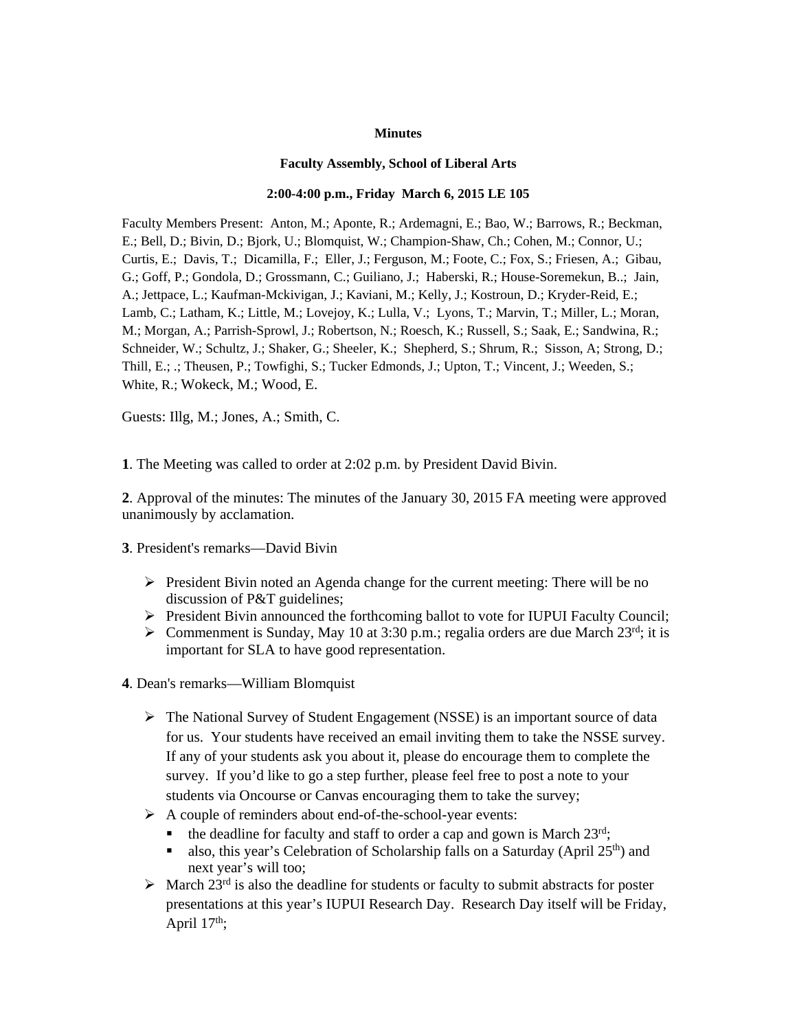**Minutes**

**Faculty Assembly, School of Liberal Arts**

**2:00-4:00 p.m., Friday March 6, 2015 LE 105**

Faculty Members Present: Anton, M.; Aponte, R.; Ardemagni, E.; Bao, W.; Barrows, R.; Beckman, E.; Bell, D.; Bivin, D.; Bjork, U.; Blomquist, W.; Champion-Shaw, Ch.; Cohen, M.; Connor, U.; Curtis, E.; Davis, T.; Dicamilla, F.; Eller, J.; Ferguson, M.; Foote, C.; Fox, S.; Friesen, A.; Gibau, G.; Goff, P.; Gondola, D.; Grossmann, C.; Guiliano, J.; Haberski, R.; House-Soremekun, B..; Jain, A.; Jettpace, L.; Kaufman-Mckivigan, J.; Kaviani, M.; Kelly, J.; Kostroun, D.; Kryder-Reid, E.; Lamb, C.; Latham, K.; Little, M.; Lovejoy, K.; Lulla, V.; Lyons, T.; Marvin, T.; Miller, L.; Moran, M.; Morgan, A.; Parrish-Sprowl, J.; Robertson, N.; Roesch, K.; Russell, S.; Saak, E.; Sandwina, R.; Schneider, W.; Schultz, J.; Shaker, G.; Sheeler, K.; Shepherd, S.; Shrum, R.; Sisson, A; Strong, D.; Thill, E.; .; Theusen, P.; Towfighi, S.; Tucker Edmonds, J.; Upton, T.; Vincent, J.; Weeden, S.; White, R.; Wokeck, M.; Wood, E.

Guests: Illg, M.; Jones, A.; Smith, C.

**1**. The Meeting was called to order at 2:02 p.m. by President David Bivin.

**2**. Approval of the minutes: The minutes of the January 30, 2015 FA meeting were approved unanimously by acclamation.

**3**. President's remarks—David Bivin

- President Bivin noted an Agenda change for the current meeting: There will be no discussion of P&T guidelines;
- President Bivin announced the forthcoming ballot to vote for IUPUI Faculty Council;
- Commenment is Sunday, May 10 at 3:30 p.m.; regalia orders are due March 23rd; it is important for SLA to have good representation.

**4**. Dean's remarks—William Blomquist

- The National Survey of Student Engagement (NSSE) is an important source of data for us. Your students have received an email inviting them to take the NSSE survey. If any of your students ask you about it, please do encourage them to complete the survey. If you'd like to go a step further, please feel free to post a note to your students via Oncourse or Canvas encouraging them to take the survey;
- A couple of reminders about end-of-the-school-year events:
  - the deadline for faculty and staff to order a cap and gown is March 23rd;
  - also, this year's Celebration of Scholarship falls on a Saturday (April 25th) and next year's will too;
- March 23rd is also the deadline for students or faculty to submit abstracts for poster presentations at this year's IUPUI Research Day. Research Day itself will be Friday, April 17th;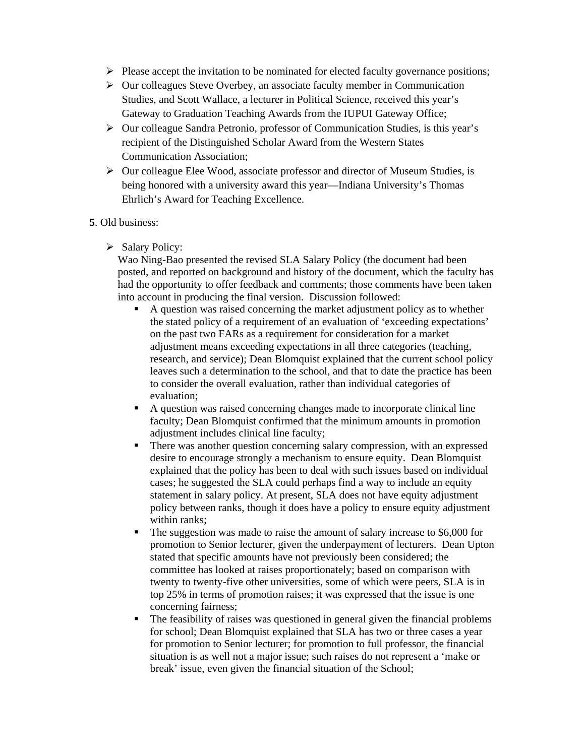- Please accept the invitation to be nominated for elected faculty governance positions;
- Our colleagues Steve Overbey, an associate faculty member in Communication Studies, and Scott Wallace, a lecturer in Political Science, received this year's Gateway to Graduation Teaching Awards from the IUPUI Gateway Office;
- Our colleague Sandra Petronio, professor of Communication Studies, is this year's recipient of the Distinguished Scholar Award from the Western States Communication Association;
- Our colleague Elee Wood, associate professor and director of Museum Studies, is being honored with a university award this year—Indiana University's Thomas Ehrlich's Award for Teaching Excellence.

**5**. Old business:

- Salary Policy:
  Wao Ning-Bao presented the revised SLA Salary Policy (the document had been posted, and reported on background and history of the document, which the faculty has had the opportunity to offer feedback and comments; those comments have been taken into account in producing the final version. Discussion followed:
  - A question was raised concerning the market adjustment policy as to whether the stated policy of a requirement of an evaluation of 'exceeding expectations' on the past two FARs as a requirement for consideration for a market adjustment means exceeding expectations in all three categories (teaching, research, and service); Dean Blomquist explained that the current school policy leaves such a determination to the school, and that to date the practice has been to consider the overall evaluation, rather than individual categories of evaluation;
  - A question was raised concerning changes made to incorporate clinical line faculty; Dean Blomquist confirmed that the minimum amounts in promotion adjustment includes clinical line faculty;
  - There was another question concerning salary compression, with an expressed desire to encourage strongly a mechanism to ensure equity. Dean Blomquist explained that the policy has been to deal with such issues based on individual cases; he suggested the SLA could perhaps find a way to include an equity statement in salary policy. At present, SLA does not have equity adjustment policy between ranks, though it does have a policy to ensure equity adjustment within ranks;
  - The suggestion was made to raise the amount of salary increase to $6,000 for promotion to Senior lecturer, given the underpayment of lecturers. Dean Upton stated that specific amounts have not previously been considered; the committee has looked at raises proportionately; based on comparison with twenty to twenty-five other universities, some of which were peers, SLA is in top 25% in terms of promotion raises; it was expressed that the issue is one concerning fairness;
  - The feasibility of raises was questioned in general given the financial problems for school; Dean Blomquist explained that SLA has two or three cases a year for promotion to Senior lecturer; for promotion to full professor, the financial situation is as well not a major issue; such raises do not represent a 'make or break' issue, even given the financial situation of the School;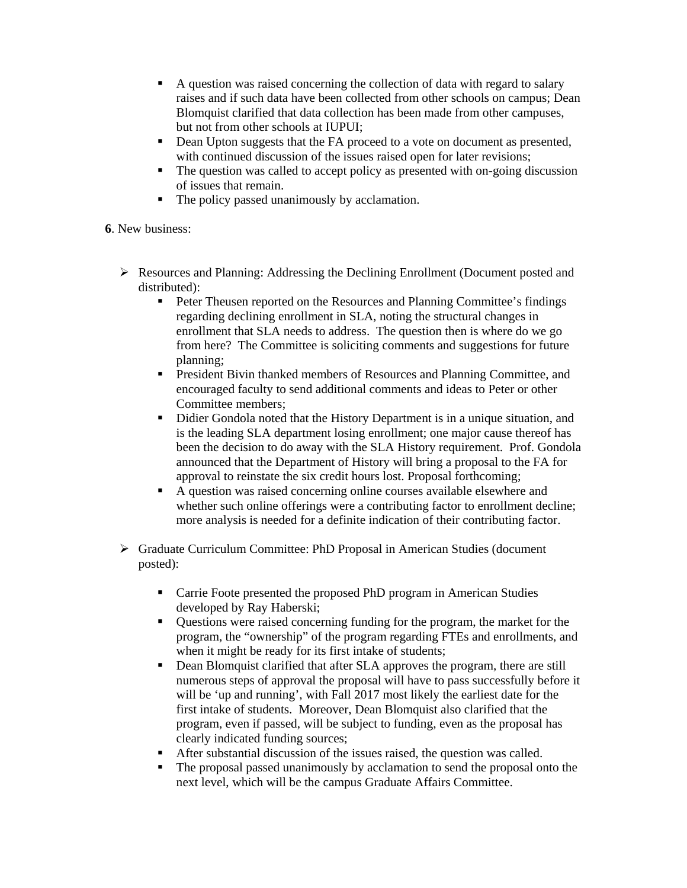- A question was raised concerning the collection of data with regard to salary raises and if such data have been collected from other schools on campus; Dean Blomquist clarified that data collection has been made from other campuses, but not from other schools at IUPUI;
  - Dean Upton suggests that the FA proceed to a vote on document as presented, with continued discussion of the issues raised open for later revisions;
  - The question was called to accept policy as presented with on-going discussion of issues that remain.
  - The policy passed unanimously by acclamation.

**6**. New business:

- Resources and Planning: Addressing the Declining Enrollment (Document posted and distributed):
  - Peter Theusen reported on the Resources and Planning Committee's findings regarding declining enrollment in SLA, noting the structural changes in enrollment that SLA needs to address. The question then is where do we go from here? The Committee is soliciting comments and suggestions for future planning;
  - President Bivin thanked members of Resources and Planning Committee, and encouraged faculty to send additional comments and ideas to Peter or other Committee members;
  - Didier Gondola noted that the History Department is in a unique situation, and is the leading SLA department losing enrollment; one major cause thereof has been the decision to do away with the SLA History requirement. Prof. Gondola announced that the Department of History will bring a proposal to the FA for approval to reinstate the six credit hours lost. Proposal forthcoming;
  - A question was raised concerning online courses available elsewhere and whether such online offerings were a contributing factor to enrollment decline; more analysis is needed for a definite indication of their contributing factor.

- Graduate Curriculum Committee: PhD Proposal in American Studies (document posted):
  - Carrie Foote presented the proposed PhD program in American Studies developed by Ray Haberski;
  - Questions were raised concerning funding for the program, the market for the program, the "ownership" of the program regarding FTEs and enrollments, and when it might be ready for its first intake of students;
  - Dean Blomquist clarified that after SLA approves the program, there are still numerous steps of approval the proposal will have to pass successfully before it will be 'up and running', with Fall 2017 most likely the earliest date for the first intake of students. Moreover, Dean Blomquist also clarified that the program, even if passed, will be subject to funding, even as the proposal has clearly indicated funding sources;
  - After substantial discussion of the issues raised, the question was called.
  - The proposal passed unanimously by acclamation to send the proposal onto the next level, which will be the campus Graduate Affairs Committee.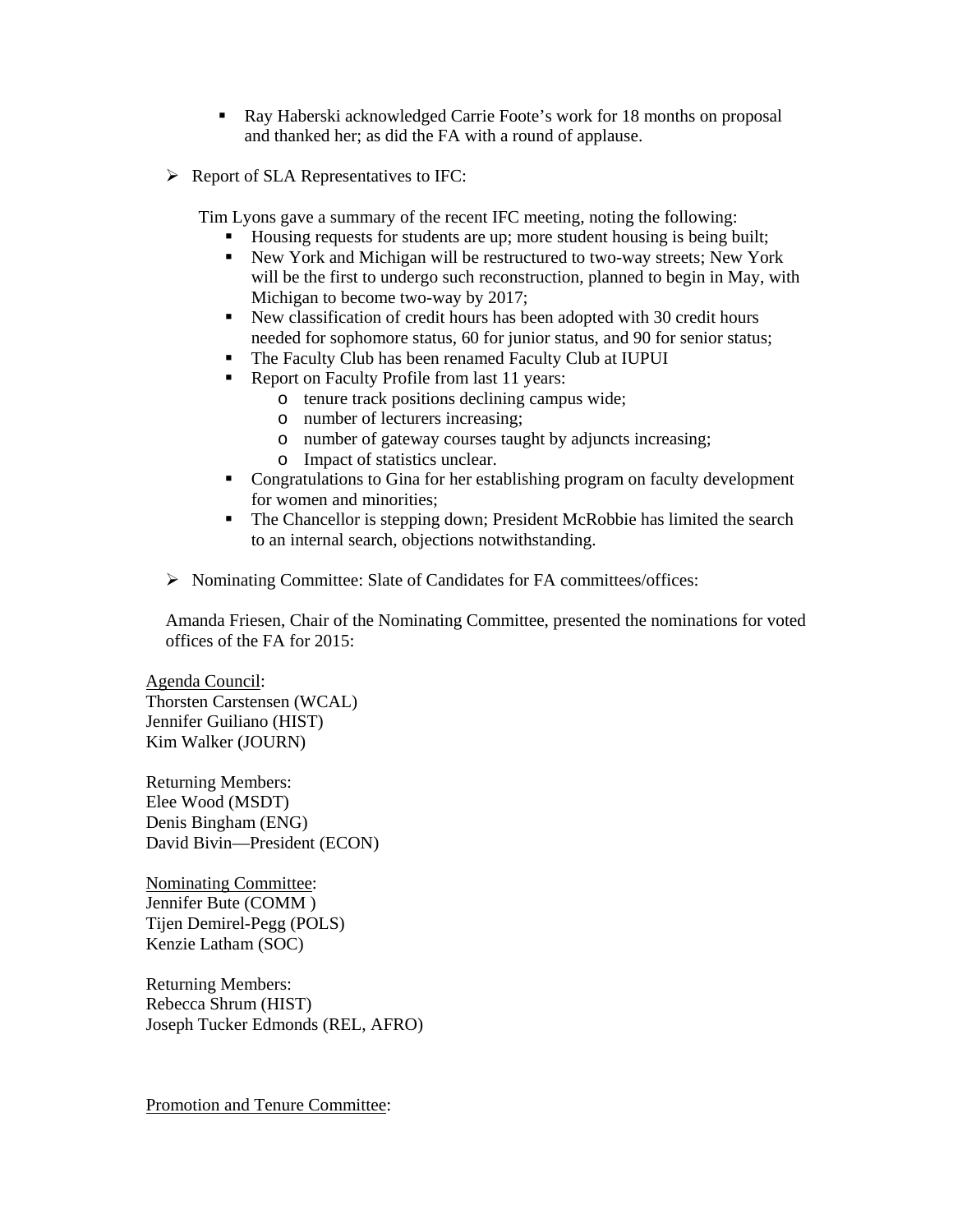- Ray Haberski acknowledged Carrie Foote's work for 18 months on proposal and thanked her; as did the FA with a round of applause.

- Report of SLA Representatives to IFC:

  Tim Lyons gave a summary of the recent IFC meeting, noting the following:
  - Housing requests for students are up; more student housing is being built;
  - New York and Michigan will be restructured to two-way streets; New York will be the first to undergo such reconstruction, planned to begin in May, with Michigan to become two-way by 2017;
  - New classification of credit hours has been adopted with 30 credit hours needed for sophomore status, 60 for junior status, and 90 for senior status;
  - The Faculty Club has been renamed Faculty Club at IUPUI
  - Report on Faculty Profile from last 11 years:
    - tenure track positions declining campus wide;
    - number of lecturers increasing;
    - number of gateway courses taught by adjuncts increasing;
    - Impact of statistics unclear.
  - Congratulations to Gina for her establishing program on faculty development for women and minorities;
  - The Chancellor is stepping down; President McRobbie has limited the search to an internal search, objections notwithstanding.

- Nominating Committee: Slate of Candidates for FA committees/offices:

  Amanda Friesen, Chair of the Nominating Committee, presented the nominations for voted offices of the FA for 2015:

<u>Agenda Council</u>:
Thorsten Carstensen (WCAL)
Jennifer Guiliano (HIST)
Kim Walker (JOURN)

Returning Members:
Elee Wood (MSDT)
Denis Bingham (ENG)
David Bivin—President (ECON)

<u>Nominating Committee</u>:
Jennifer Bute (COMM )
Tijen Demirel-Pegg (POLS)
Kenzie Latham (SOC)

Returning Members:
Rebecca Shrum (HIST)
Joseph Tucker Edmonds (REL, AFRO)

<u>Promotion and Tenure Committee</u>: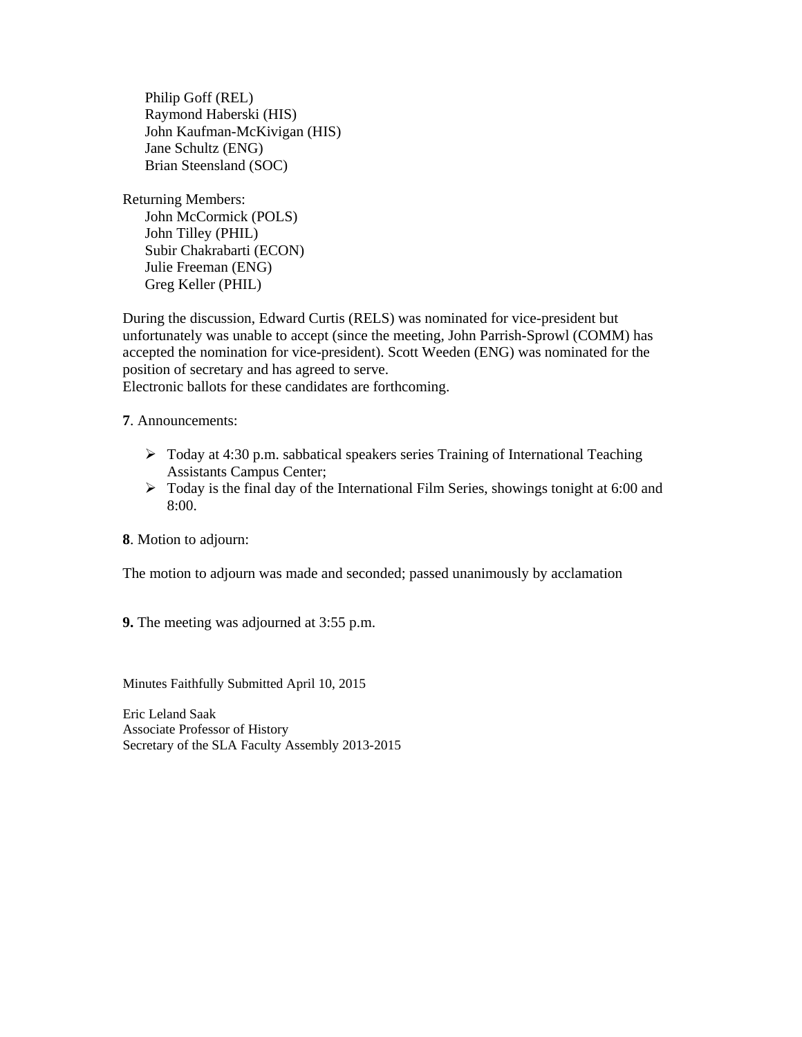- Philip Goff (REL)
- Raymond Haberski (HIS)
- John Kaufman-McKivigan (HIS)
- Jane Schultz (ENG)
- Brian Steensland (SOC)

Returning Members:

- John McCormick (POLS)
- John Tilley (PHIL)
- Subir Chakrabarti (ECON)
- Julie Freeman (ENG)
- Greg Keller (PHIL)

During the discussion, Edward Curtis (RELS) was nominated for vice-president but unfortunately was unable to accept (since the meeting, John Parrish-Sprowl (COMM) has accepted the nomination for vice-president). Scott Weeden (ENG) was nominated for the position of secretary and has agreed to serve.
Electronic ballots for these candidates are forthcoming.

**7**. Announcements:

- Today at 4:30 p.m. sabbatical speakers series Training of International Teaching Assistants Campus Center;
- Today is the final day of the International Film Series, showings tonight at 6:00 and 8:00.

**8**. Motion to adjourn:

The motion to adjourn was made and seconded; passed unanimously by acclamation

**9.** The meeting was adjourned at 3:55 p.m.

Minutes Faithfully Submitted April 10, 2015

Eric Leland Saak
Associate Professor of History
Secretary of the SLA Faculty Assembly 2013-2015